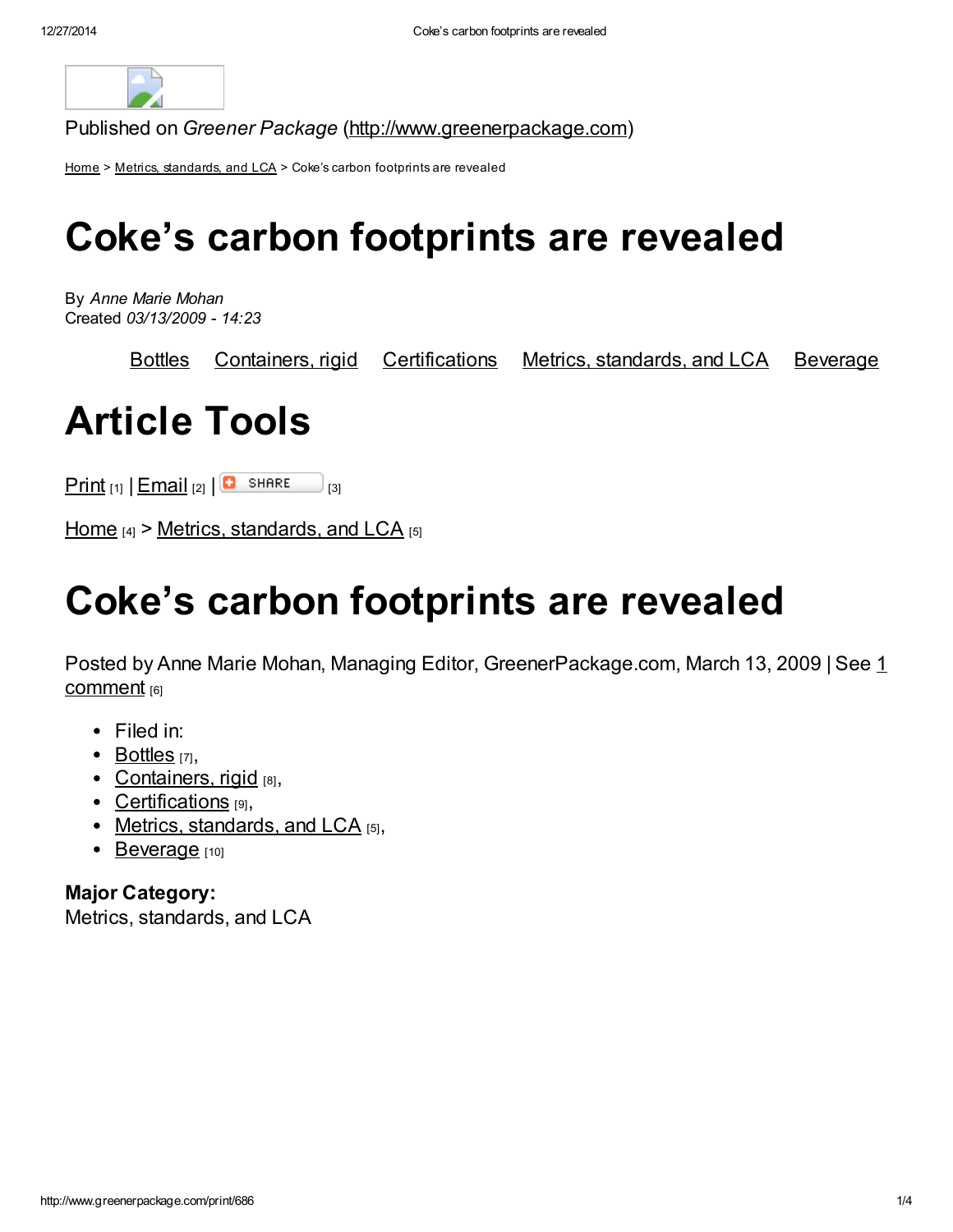Published on *Greener Package* (http://www.greenerpackage.com)

Home > Metrics, standards, and LCA > Coke's carbon footprints are revealed

# Coke's carbon footprints are revealed

By *Anne Marie Mohan*
Created *03/13/2009 - 14:23*

Bottles Containers, rigid Certifications Metrics, standards, and LCA Beverage

# Article Tools

Print [1] | Email [2] | SHARE [3]

Home [4] > Metrics, standards, and LCA [5]

# Coke's carbon footprints are revealed

Posted by Anne Marie Mohan, Managing Editor, GreenerPackage.com, March 13, 2009 | See 1 comment [6]

- Filed in:
- Bottles [7],
- Containers, rigid [8],
- Certifications [9],
- Metrics, standards, and LCA [5],
- Beverage [10]

**Major Category:**
Metrics, standards, and LCA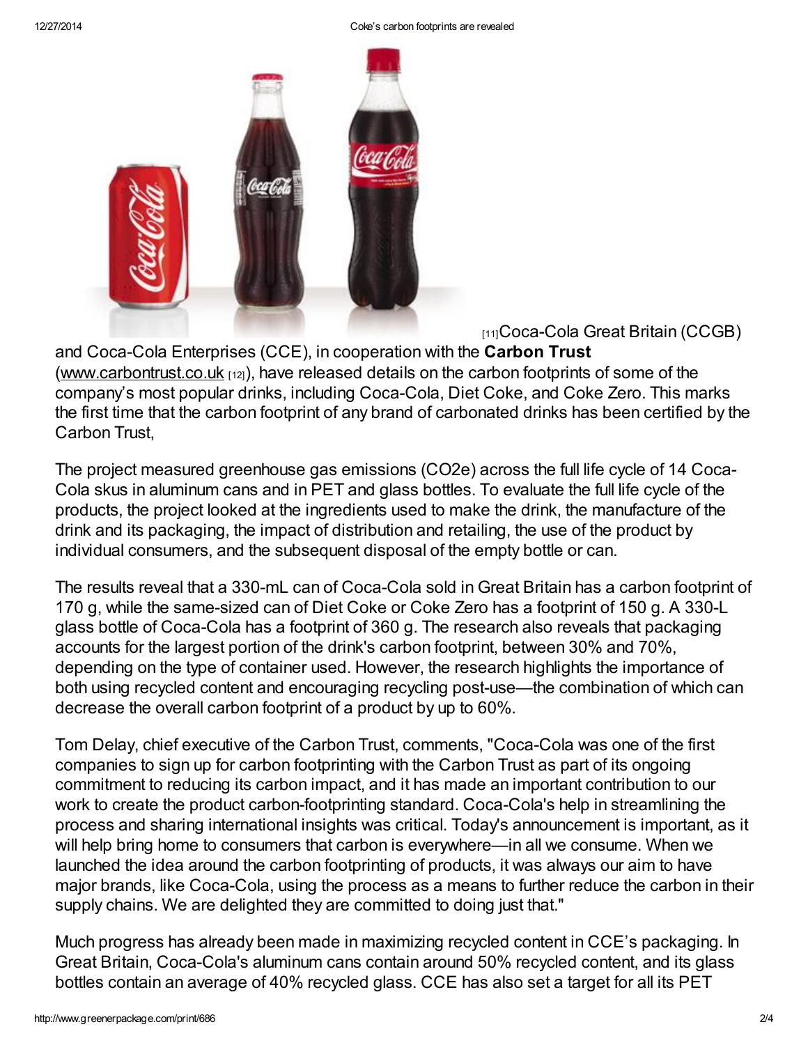[11]Coca-Cola Great Britain (CCGB) and Coca-Cola Enterprises (CCE), in cooperation with the **Carbon Trust** (www.carbontrust.co.uk [12]), have released details on the carbon footprints of some of the company's most popular drinks, including Coca-Cola, Diet Coke, and Coke Zero. This marks the first time that the carbon footprint of any brand of carbonated drinks has been certified by the Carbon Trust,

The project measured greenhouse gas emissions ($CO_2e$) across the full life cycle of 14 Coca-Cola skus in aluminum cans and in PET and glass bottles. To evaluate the full life cycle of the products, the project looked at the ingredients used to make the drink, the manufacture of the drink and its packaging, the impact of distribution and retailing, the use of the product by individual consumers, and the subsequent disposal of the empty bottle or can.

The results reveal that a 330-mL can of Coca-Cola sold in Great Britain has a carbon footprint of 170 g, while the same-sized can of Diet Coke or Coke Zero has a footprint of 150 g. A 330-L glass bottle of Coca-Cola has a footprint of 360 g. The research also reveals that packaging accounts for the largest portion of the drink's carbon footprint, between 30% and 70%, depending on the type of container used. However, the research highlights the importance of both using recycled content and encouraging recycling post-use—the combination of which can decrease the overall carbon footprint of a product by up to 60%.

Tom Delay, chief executive of the Carbon Trust, comments, "Coca-Cola was one of the first companies to sign up for carbon footprinting with the Carbon Trust as part of its ongoing commitment to reducing its carbon impact, and it has made an important contribution to our work to create the product carbon-footprinting standard. Coca-Cola's help in streamlining the process and sharing international insights was critical. Today's announcement is important, as it will help bring home to consumers that carbon is everywhere—in all we consume. When we launched the idea around the carbon footprinting of products, it was always our aim to have major brands, like Coca-Cola, using the process as a means to further reduce the carbon in their supply chains. We are delighted they are committed to doing just that."

Much progress has already been made in maximizing recycled content in CCE's packaging. In Great Britain, Coca-Cola's aluminum cans contain around 50% recycled content, and its glass bottles contain an average of 40% recycled glass. CCE has also set a target for all its PET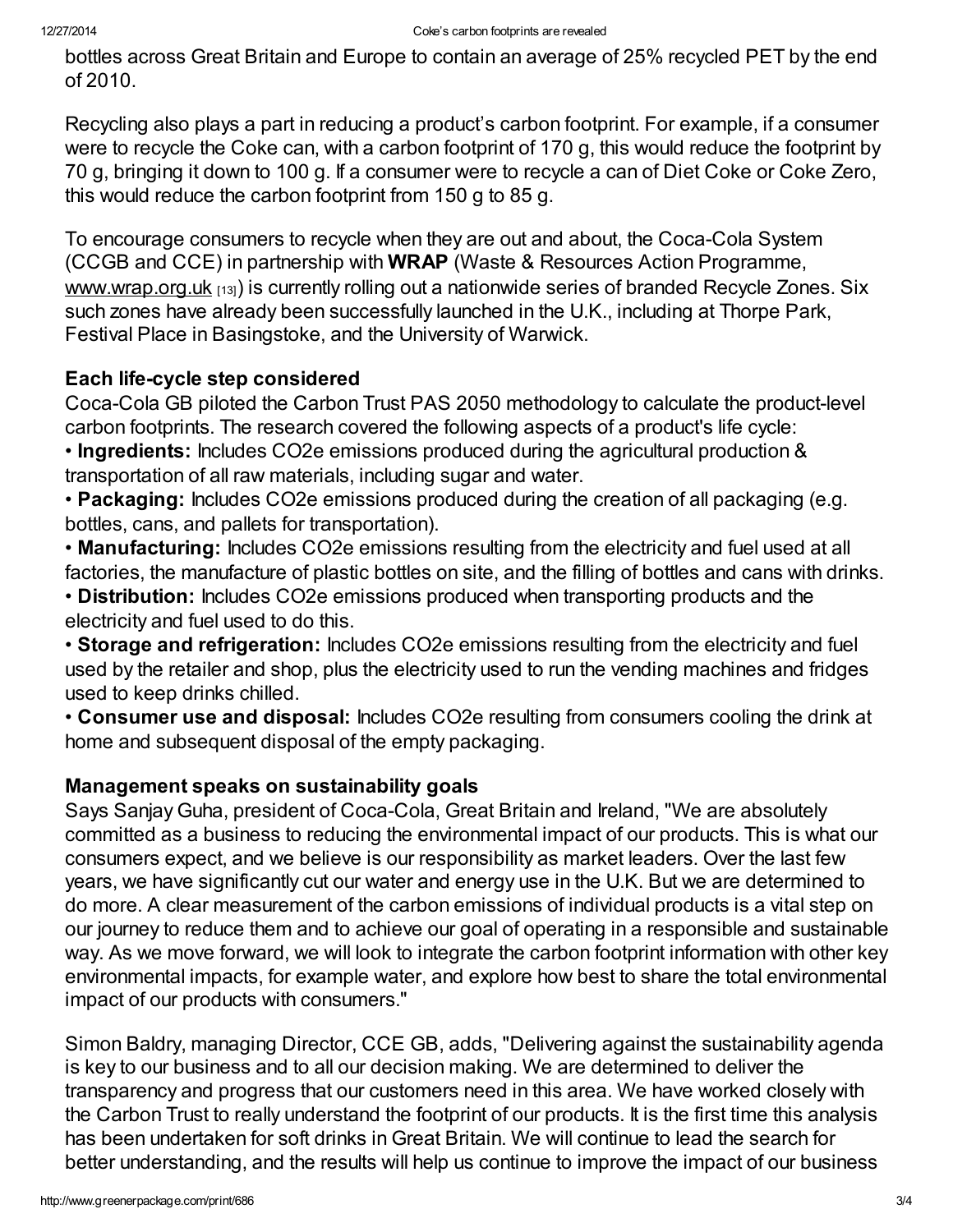bottles across Great Britain and Europe to contain an average of 25% recycled PET by the end of 2010.

Recycling also plays a part in reducing a product's carbon footprint. For example, if a consumer were to recycle the Coke can, with a carbon footprint of 170 g, this would reduce the footprint by 70 g, bringing it down to 100 g. If a consumer were to recycle a can of Diet Coke or Coke Zero, this would reduce the carbon footprint from 150 g to 85 g.

To encourage consumers to recycle when they are out and about, the Coca-Cola System (CCGB and CCE) in partnership with **WRAP** (Waste & Resources Action Programme, www.wrap.org.uk [13]) is currently rolling out a nationwide series of branded Recycle Zones. Six such zones have already been successfully launched in the U.K., including at Thorpe Park, Festival Place in Basingstoke, and the University of Warwick.

### Each life-cycle step considered

Coca-Cola GB piloted the Carbon Trust PAS 2050 methodology to calculate the product-level carbon footprints. The research covered the following aspects of a product's life cycle:

- **Ingredients:** Includes $CO_2e$ emissions produced during the agricultural production & transportation of all raw materials, including sugar and water.
- **Packaging:** Includes $CO_2e$ emissions produced during the creation of all packaging (e.g. bottles, cans, and pallets for transportation).
- **Manufacturing:** Includes $CO_2e$ emissions resulting from the electricity and fuel used at all factories, the manufacture of plastic bottles on site, and the filling of bottles and cans with drinks.
- **Distribution:** Includes $CO_2e$ emissions produced when transporting products and the electricity and fuel used to do this.
- **Storage and refrigeration:** Includes $CO_2e$ emissions resulting from the electricity and fuel used by the retailer and shop, plus the electricity used to run the vending machines and fridges used to keep drinks chilled.
- **Consumer use and disposal:** Includes $CO_2e$ resulting from consumers cooling the drink at home and subsequent disposal of the empty packaging.

### Management speaks on sustainability goals

Says Sanjay Guha, president of Coca-Cola, Great Britain and Ireland, "We are absolutely committed as a business to reducing the environmental impact of our products. This is what our consumers expect, and we believe is our responsibility as market leaders. Over the last few years, we have significantly cut our water and energy use in the U.K. But we are determined to do more. A clear measurement of the carbon emissions of individual products is a vital step on our journey to reduce them and to achieve our goal of operating in a responsible and sustainable way. As we move forward, we will look to integrate the carbon footprint information with other key environmental impacts, for example water, and explore how best to share the total environmental impact of our products with consumers."

Simon Baldry, managing Director, CCE GB, adds, "Delivering against the sustainability agenda is key to our business and to all our decision making. We are determined to deliver the transparency and progress that our customers need in this area. We have worked closely with the Carbon Trust to really understand the footprint of our products. It is the first time this analysis has been undertaken for soft drinks in Great Britain. We will continue to lead the search for better understanding, and the results will help us continue to improve the impact of our business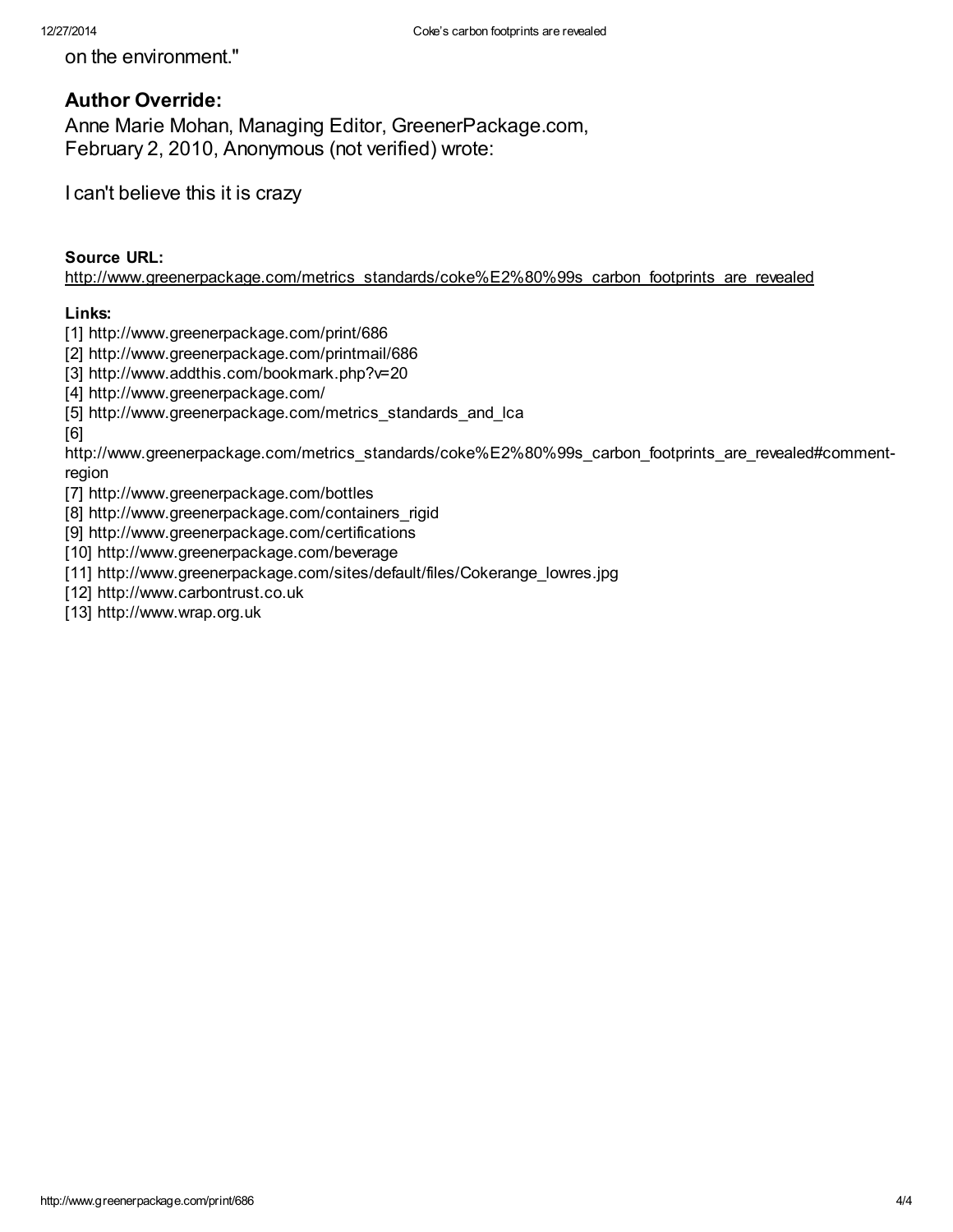on the environment."

### Author Override:

Anne Marie Mohan, Managing Editor, GreenerPackage.com,
February 2, 2010, Anonymous (not verified) wrote:

I can't believe this it is crazy

**Source URL:**
http://www.greenerpackage.com/metrics_standards/coke%E2%80%99s_carbon_footprints_are_revealed

**Links:**
[1] http://www.greenerpackage.com/print/686
[2] http://www.greenerpackage.com/printmail/686
[3] http://www.addthis.com/bookmark.php?v=20
[4] http://www.greenerpackage.com/
[5] http://www.greenerpackage.com/metrics_standards_and_lca
[6] http://www.greenerpackage.com/metrics_standards/coke%E2%80%99s_carbon_footprints_are_revealed#comment-region
[7] http://www.greenerpackage.com/bottles
[8] http://www.greenerpackage.com/containers_rigid
[9] http://www.greenerpackage.com/certifications
[10] http://www.greenerpackage.com/beverage
[11] http://www.greenerpackage.com/sites/default/files/Cokerange_lowres.jpg
[12] http://www.carbontrust.co.uk
[13] http://www.wrap.org.uk